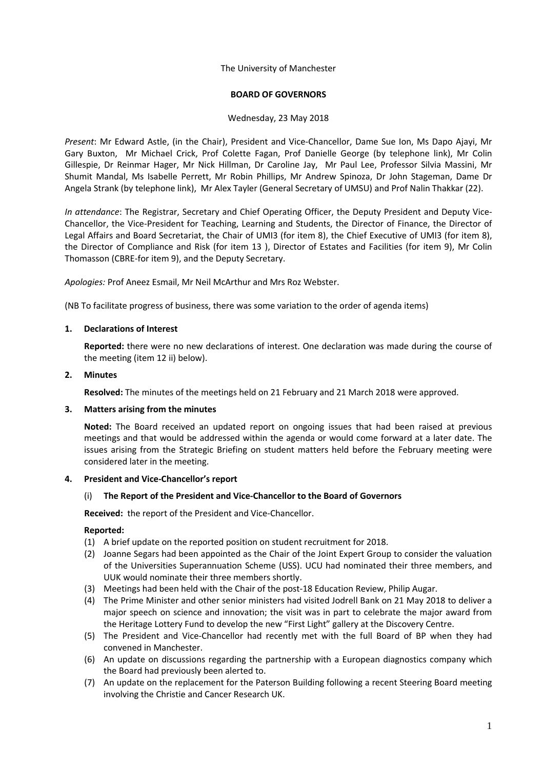The University of Manchester

**BOARD OF GOVERNORS**

Wednesday, 23 May 2018

*Present*: Mr Edward Astle, (in the Chair), President and Vice-Chancellor, Dame Sue Ion, Ms Dapo Ajayi, Mr Gary Buxton, Mr Michael Crick, Prof Colette Fagan, Prof Danielle George (by telephone link), Mr Colin Gillespie, Dr Reinmar Hager, Mr Nick Hillman, Dr Caroline Jay, Mr Paul Lee, Professor Silvia Massini, Mr Shumit Mandal, Ms Isabelle Perrett, Mr Robin Phillips, Mr Andrew Spinoza, Dr John Stageman, Dame Dr Angela Strank (by telephone link), Mr Alex Tayler (General Secretary of UMSU) and Prof Nalin Thakkar (22).

*In attendance*: The Registrar, Secretary and Chief Operating Officer, the Deputy President and Deputy Vice-Chancellor, the Vice-President for Teaching, Learning and Students, the Director of Finance, the Director of Legal Affairs and Board Secretariat, the Chair of UMI3 (for item 8), the Chief Executive of UMI3 (for item 8), the Director of Compliance and Risk (for item 13 ), Director of Estates and Facilities (for item 9), Mr Colin Thomasson (CBRE-for item 9), and the Deputy Secretary.

*Apologies:* Prof Aneez Esmail, Mr Neil McArthur and Mrs Roz Webster.

(NB To facilitate progress of business, there was some variation to the order of agenda items)

**1. Declarations of Interest**

**Reported:** there were no new declarations of interest. One declaration was made during the course of the meeting (item 12 ii) below).

**2. Minutes**

**Resolved:** The minutes of the meetings held on 21 February and 21 March 2018 were approved.

**3. Matters arising from the minutes**

**Noted:** The Board received an updated report on ongoing issues that had been raised at previous meetings and that would be addressed within the agenda or would come forward at a later date. The issues arising from the Strategic Briefing on student matters held before the February meeting were considered later in the meeting.

**4. President and Vice-Chancellor's report**

(i) **The Report of the President and Vice-Chancellor to the Board of Governors**

**Received:** the report of the President and Vice-Chancellor.

**Reported:**

(1) A brief update on the reported position on student recruitment for 2018.

(2) Joanne Segars had been appointed as the Chair of the Joint Expert Group to consider the valuation of the Universities Superannuation Scheme (USS). UCU had nominated their three members, and UUK would nominate their three members shortly.

(3) Meetings had been held with the Chair of the post-18 Education Review, Philip Augar.

(4) The Prime Minister and other senior ministers had visited Jodrell Bank on 21 May 2018 to deliver a major speech on science and innovation; the visit was in part to celebrate the major award from the Heritage Lottery Fund to develop the new "First Light" gallery at the Discovery Centre.

(5) The President and Vice-Chancellor had recently met with the full Board of BP when they had convened in Manchester.

(6) An update on discussions regarding the partnership with a European diagnostics company which the Board had previously been alerted to.

(7) An update on the replacement for the Paterson Building following a recent Steering Board meeting involving the Christie and Cancer Research UK.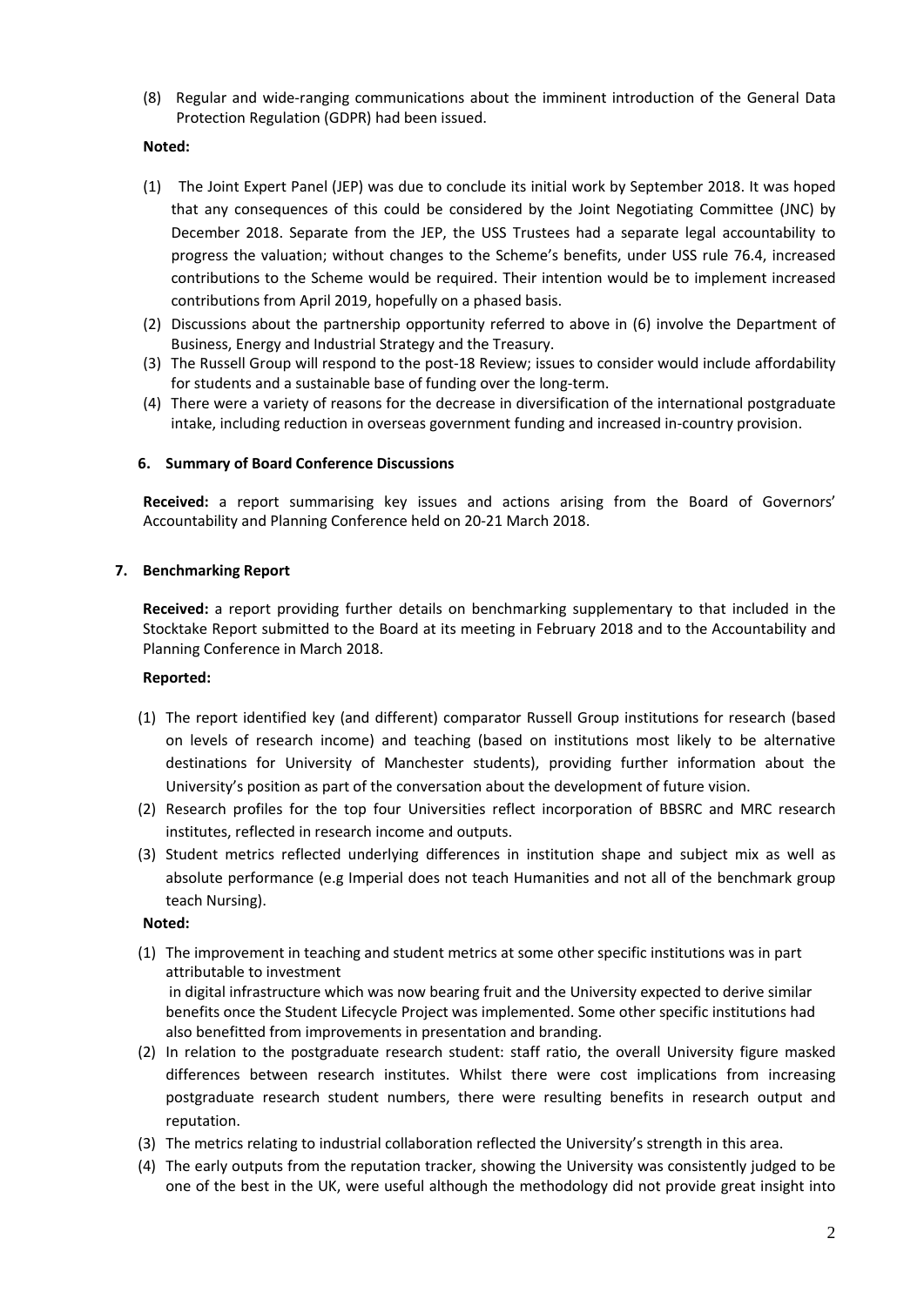(8) Regular and wide-ranging communications about the imminent introduction of the General Data Protection Regulation (GDPR) had been issued.

**Noted:**

(1) The Joint Expert Panel (JEP) was due to conclude its initial work by September 2018. It was hoped that any consequences of this could be considered by the Joint Negotiating Committee (JNC) by December 2018. Separate from the JEP, the USS Trustees had a separate legal accountability to progress the valuation; without changes to the Scheme's benefits, under USS rule 76.4, increased contributions to the Scheme would be required. Their intention would be to implement increased contributions from April 2019, hopefully on a phased basis.

(2) Discussions about the partnership opportunity referred to above in (6) involve the Department of Business, Energy and Industrial Strategy and the Treasury.

(3) The Russell Group will respond to the post-18 Review; issues to consider would include affordability for students and a sustainable base of funding over the long-term.

(4) There were a variety of reasons for the decrease in diversification of the international postgraduate intake, including reduction in overseas government funding and increased in-country provision.

## 6. Summary of Board Conference Discussions

**Received:** a report summarising key issues and actions arising from the Board of Governors' Accountability and Planning Conference held on 20-21 March 2018.

## 7. Benchmarking Report

**Received:** a report providing further details on benchmarking supplementary to that included in the Stocktake Report submitted to the Board at its meeting in February 2018 and to the Accountability and Planning Conference in March 2018.

**Reported:**

(1) The report identified key (and different) comparator Russell Group institutions for research (based on levels of research income) and teaching (based on institutions most likely to be alternative destinations for University of Manchester students), providing further information about the University's position as part of the conversation about the development of future vision.

(2) Research profiles for the top four Universities reflect incorporation of BBSRC and MRC research institutes, reflected in research income and outputs.

(3) Student metrics reflected underlying differences in institution shape and subject mix as well as absolute performance (e.g Imperial does not teach Humanities and not all of the benchmark group teach Nursing).

**Noted:**

(1) The improvement in teaching and student metrics at some other specific institutions was in part attributable to investment in digital infrastructure which was now bearing fruit and the University expected to derive similar benefits once the Student Lifecycle Project was implemented. Some other specific institutions had also benefitted from improvements in presentation and branding.

(2) In relation to the postgraduate research student: staff ratio, the overall University figure masked differences between research institutes. Whilst there were cost implications from increasing postgraduate research student numbers, there were resulting benefits in research output and reputation.

(3) The metrics relating to industrial collaboration reflected the University's strength in this area.

(4) The early outputs from the reputation tracker, showing the University was consistently judged to be one of the best in the UK, were useful although the methodology did not provide great insight into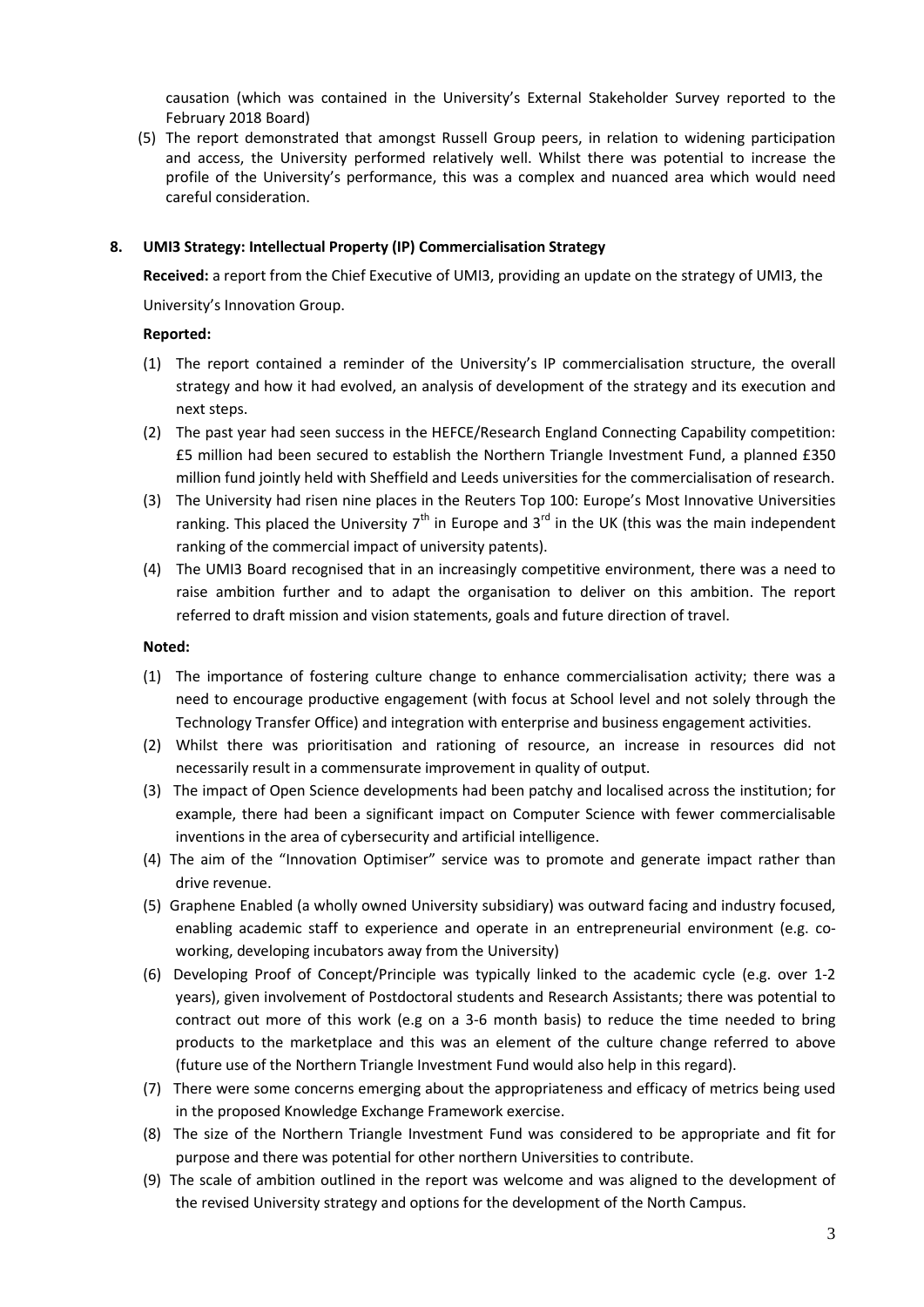causation (which was contained in the University's External Stakeholder Survey reported to the February 2018 Board)

(5) The report demonstrated that amongst Russell Group peers, in relation to widening participation and access, the University performed relatively well. Whilst there was potential to increase the profile of the University's performance, this was a complex and nuanced area which would need careful consideration.

**8. UMI3 Strategy: Intellectual Property (IP) Commercialisation Strategy**

**Received:** a report from the Chief Executive of UMI3, providing an update on the strategy of UMI3, the University's Innovation Group.

**Reported:**

(1) The report contained a reminder of the University's IP commercialisation structure, the overall strategy and how it had evolved, an analysis of development of the strategy and its execution and next steps.

(2) The past year had seen success in the HEFCE/Research England Connecting Capability competition: £5 million had been secured to establish the Northern Triangle Investment Fund, a planned £350 million fund jointly held with Sheffield and Leeds universities for the commercialisation of research.

(3) The University had risen nine places in the Reuters Top 100: Europe's Most Innovative Universities ranking. This placed the University 7th in Europe and 3rd in the UK (this was the main independent ranking of the commercial impact of university patents).

(4) The UMI3 Board recognised that in an increasingly competitive environment, there was a need to raise ambition further and to adapt the organisation to deliver on this ambition. The report referred to draft mission and vision statements, goals and future direction of travel.

**Noted:**

(1) The importance of fostering culture change to enhance commercialisation activity; there was a need to encourage productive engagement (with focus at School level and not solely through the Technology Transfer Office) and integration with enterprise and business engagement activities.

(2) Whilst there was prioritisation and rationing of resource, an increase in resources did not necessarily result in a commensurate improvement in quality of output.

(3) The impact of Open Science developments had been patchy and localised across the institution; for example, there had been a significant impact on Computer Science with fewer commercialisable inventions in the area of cybersecurity and artificial intelligence.

(4) The aim of the "Innovation Optimiser" service was to promote and generate impact rather than drive revenue.

(5) Graphene Enabled (a wholly owned University subsidiary) was outward facing and industry focused, enabling academic staff to experience and operate in an entrepreneurial environment (e.g. co-working, developing incubators away from the University)

(6) Developing Proof of Concept/Principle was typically linked to the academic cycle (e.g. over 1-2 years), given involvement of Postdoctoral students and Research Assistants; there was potential to contract out more of this work (e.g on a 3-6 month basis) to reduce the time needed to bring products to the marketplace and this was an element of the culture change referred to above (future use of the Northern Triangle Investment Fund would also help in this regard).

(7) There were some concerns emerging about the appropriateness and efficacy of metrics being used in the proposed Knowledge Exchange Framework exercise.

(8) The size of the Northern Triangle Investment Fund was considered to be appropriate and fit for purpose and there was potential for other northern Universities to contribute.

(9) The scale of ambition outlined in the report was welcome and was aligned to the development of the revised University strategy and options for the development of the North Campus.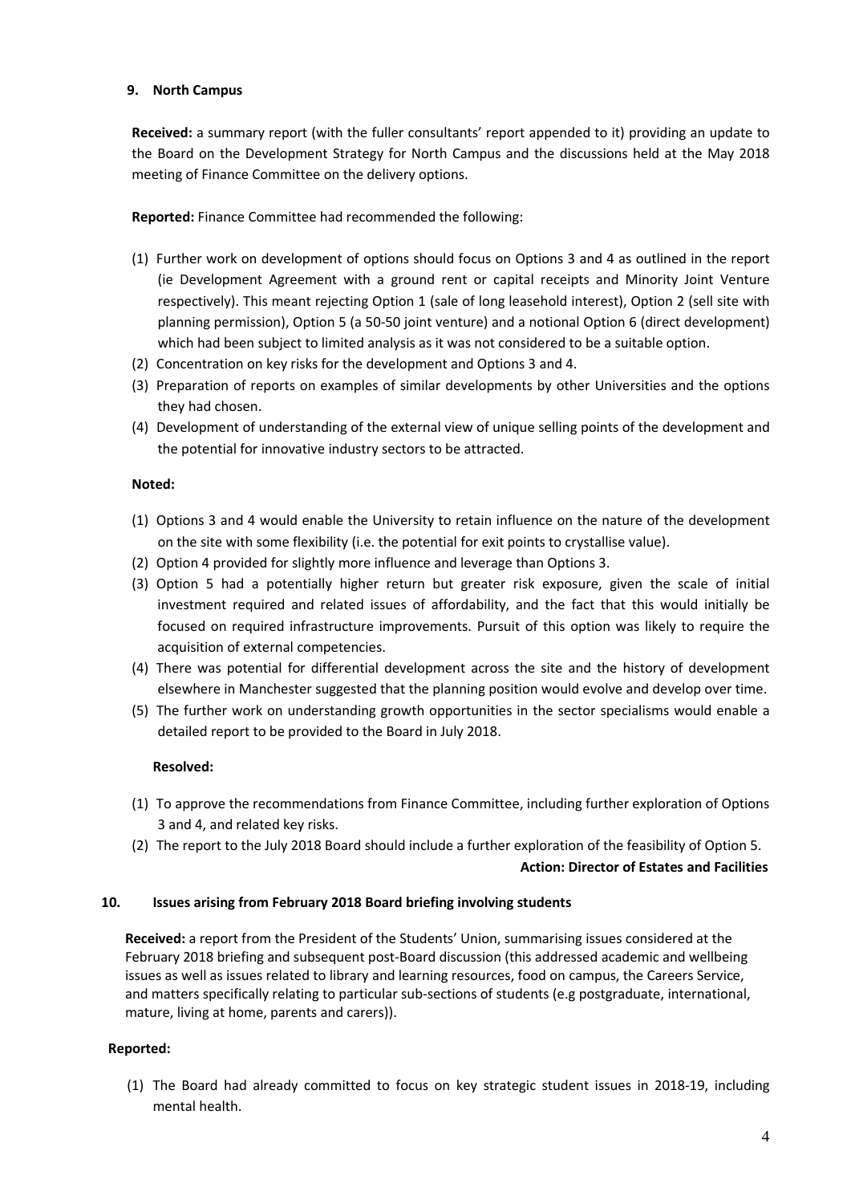## 9. North Campus

**Received:** a summary report (with the fuller consultants' report appended to it) providing an update to the Board on the Development Strategy for North Campus and the discussions held at the May 2018 meeting of Finance Committee on the delivery options.

**Reported:** Finance Committee had recommended the following:

(1) Further work on development of options should focus on Options 3 and 4 as outlined in the report (ie Development Agreement with a ground rent or capital receipts and Minority Joint Venture respectively). This meant rejecting Option 1 (sale of long leasehold interest), Option 2 (sell site with planning permission), Option 5 (a 50-50 joint venture) and a notional Option 6 (direct development) which had been subject to limited analysis as it was not considered to be a suitable option.

(2) Concentration on key risks for the development and Options 3 and 4.

(3) Preparation of reports on examples of similar developments by other Universities and the options they had chosen.

(4) Development of understanding of the external view of unique selling points of the development and the potential for innovative industry sectors to be attracted.

**Noted:**

(1) Options 3 and 4 would enable the University to retain influence on the nature of the development on the site with some flexibility (i.e. the potential for exit points to crystallise value).

(2) Option 4 provided for slightly more influence and leverage than Options 3.

(3) Option 5 had a potentially higher return but greater risk exposure, given the scale of initial investment required and related issues of affordability, and the fact that this would initially be focused on required infrastructure improvements. Pursuit of this option was likely to require the acquisition of external competencies.

(4) There was potential for differential development across the site and the history of development elsewhere in Manchester suggested that the planning position would evolve and develop over time.

(5) The further work on understanding growth opportunities in the sector specialisms would enable a detailed report to be provided to the Board in July 2018.

**Resolved:**

(1) To approve the recommendations from Finance Committee, including further exploration of Options 3 and 4, and related key risks.

(2) The report to the July 2018 Board should include a further exploration of the feasibility of Option 5.

**Action: Director of Estates and Facilities**

## 10. Issues arising from February 2018 Board briefing involving students

**Received:** a report from the President of the Students' Union, summarising issues considered at the February 2018 briefing and subsequent post-Board discussion (this addressed academic and wellbeing issues as well as issues related to library and learning resources, food on campus, the Careers Service, and matters specifically relating to particular sub-sections of students (e.g postgraduate, international, mature, living at home, parents and carers)).

**Reported:**

(1) The Board had already committed to focus on key strategic student issues in 2018-19, including mental health.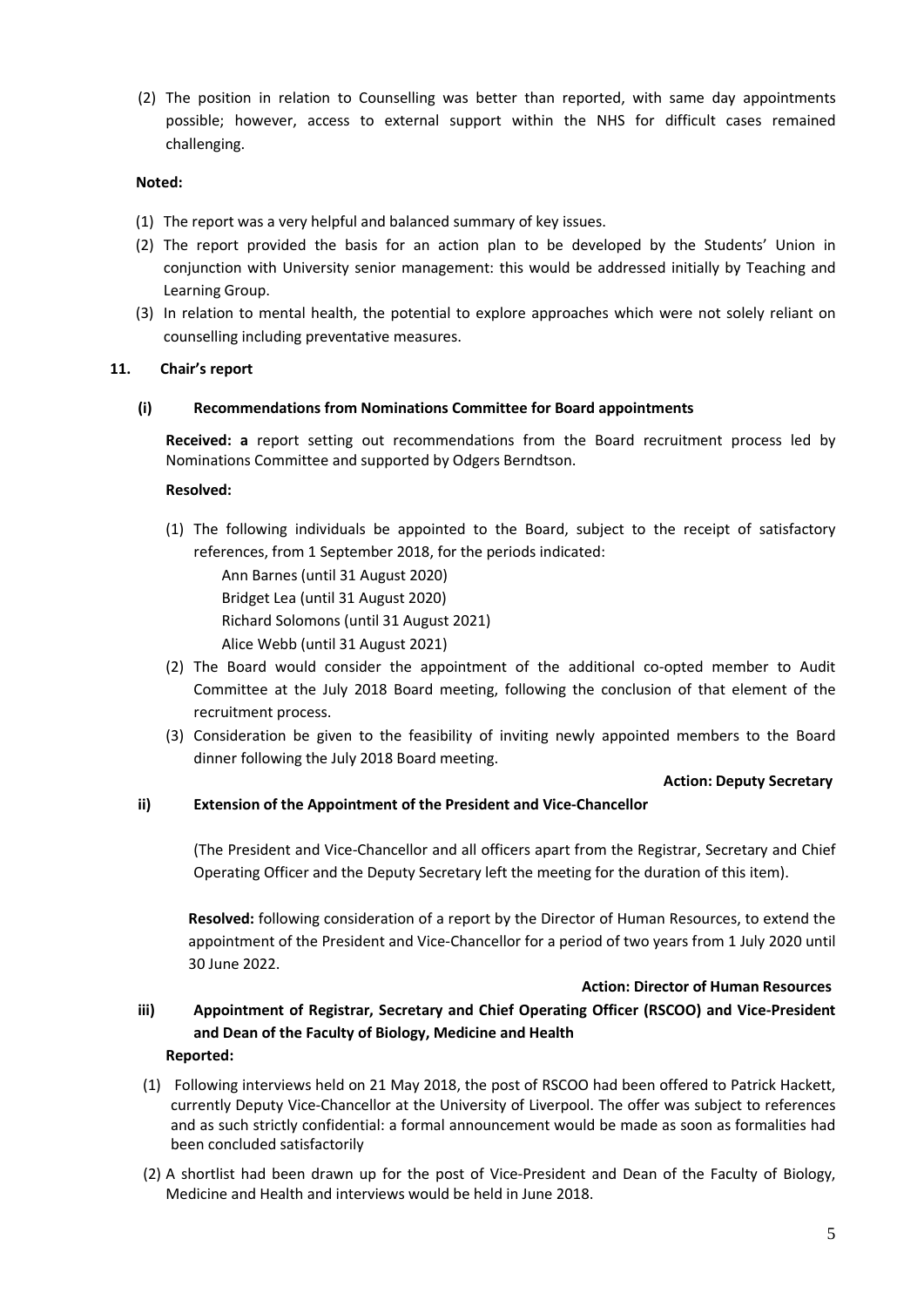(2) The position in relation to Counselling was better than reported, with same day appointments possible; however, access to external support within the NHS for difficult cases remained challenging.

**Noted:**

(1) The report was a very helpful and balanced summary of key issues.

(2) The report provided the basis for an action plan to be developed by the Students' Union in conjunction with University senior management: this would be addressed initially by Teaching and Learning Group.

(3) In relation to mental health, the potential to explore approaches which were not solely reliant on counselling including preventative measures.

## 11. Chair's report

### (i) Recommendations from Nominations Committee for Board appointments

**Received: a** report setting out recommendations from the Board recruitment process led by Nominations Committee and supported by Odgers Berndtson.

**Resolved:**

(1) The following individuals be appointed to the Board, subject to the receipt of satisfactory references, from 1 September 2018, for the periods indicated:

Ann Barnes (until 31 August 2020)
Bridget Lea (until 31 August 2020)
Richard Solomons (until 31 August 2021)
Alice Webb (until 31 August 2021)

(2) The Board would consider the appointment of the additional co-opted member to Audit Committee at the July 2018 Board meeting, following the conclusion of that element of the recruitment process.

(3) Consideration be given to the feasibility of inviting newly appointed members to the Board dinner following the July 2018 Board meeting.

**Action: Deputy Secretary**

### ii) Extension of the Appointment of the President and Vice-Chancellor

(The President and Vice-Chancellor and all officers apart from the Registrar, Secretary and Chief Operating Officer and the Deputy Secretary left the meeting for the duration of this item).

**Resolved:** following consideration of a report by the Director of Human Resources, to extend the appointment of the President and Vice-Chancellor for a period of two years from 1 July 2020 until 30 June 2022.

**Action: Director of Human Resources**

### iii) Appointment of Registrar, Secretary and Chief Operating Officer (RSCOO) and Vice-President and Dean of the Faculty of Biology, Medicine and Health

**Reported:**

(1) Following interviews held on 21 May 2018, the post of RSCOO had been offered to Patrick Hackett, currently Deputy Vice-Chancellor at the University of Liverpool. The offer was subject to references and as such strictly confidential: a formal announcement would be made as soon as formalities had been concluded satisfactorily

(2) A shortlist had been drawn up for the post of Vice-President and Dean of the Faculty of Biology, Medicine and Health and interviews would be held in June 2018.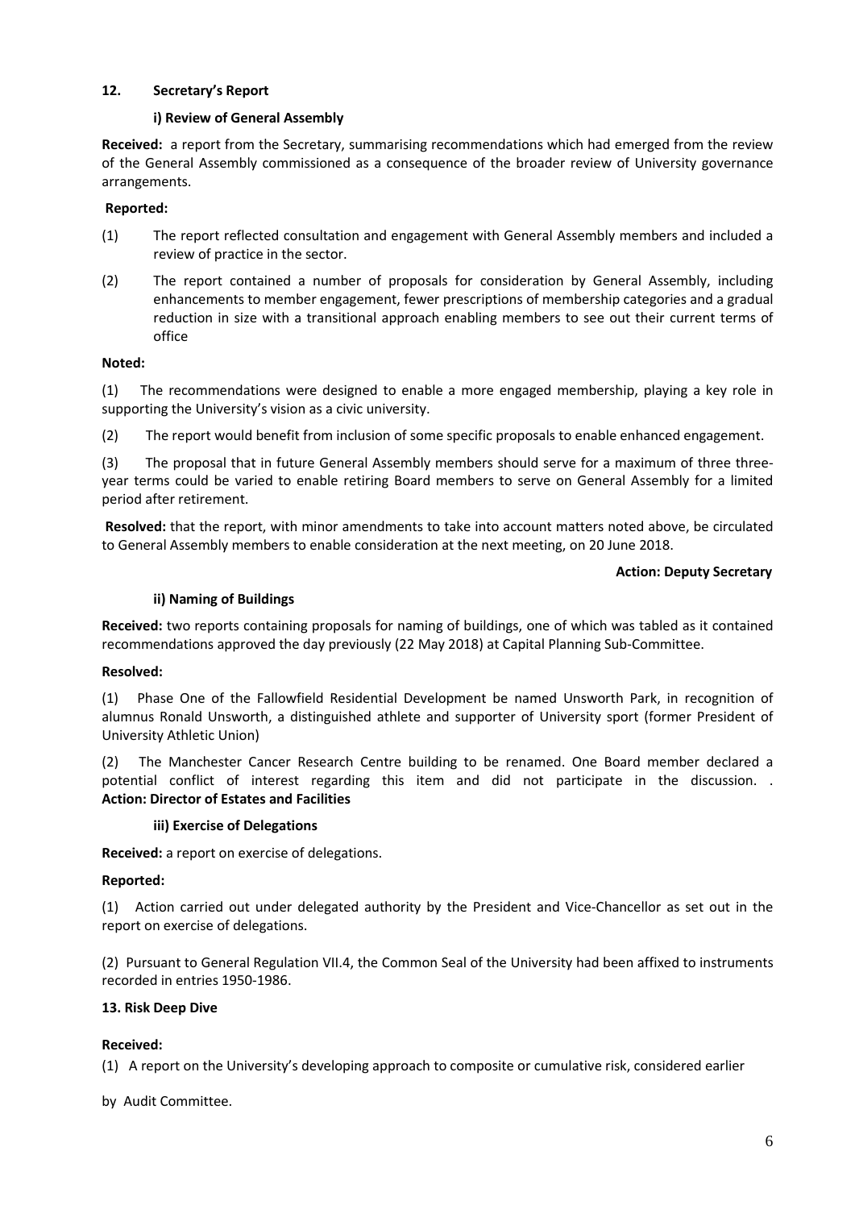**12. Secretary's Report**

**i) Review of General Assembly**

**Received:** a report from the Secretary, summarising recommendations which had emerged from the review of the General Assembly commissioned as a consequence of the broader review of University governance arrangements.

**Reported:**

(1) The report reflected consultation and engagement with General Assembly members and included a review of practice in the sector.

(2) The report contained a number of proposals for consideration by General Assembly, including enhancements to member engagement, fewer prescriptions of membership categories and a gradual reduction in size with a transitional approach enabling members to see out their current terms of office

**Noted:**

(1) The recommendations were designed to enable a more engaged membership, playing a key role in supporting the University's vision as a civic university.

(2) The report would benefit from inclusion of some specific proposals to enable enhanced engagement.

(3) The proposal that in future General Assembly members should serve for a maximum of three three-year terms could be varied to enable retiring Board members to serve on General Assembly for a limited period after retirement.

**Resolved:** that the report, with minor amendments to take into account matters noted above, be circulated to General Assembly members to enable consideration at the next meeting, on 20 June 2018.

**Action: Deputy Secretary**

**ii) Naming of Buildings**

**Received:** two reports containing proposals for naming of buildings, one of which was tabled as it contained recommendations approved the day previously (22 May 2018) at Capital Planning Sub-Committee.

**Resolved:**

(1) Phase One of the Fallowfield Residential Development be named Unsworth Park, in recognition of alumnus Ronald Unsworth, a distinguished athlete and supporter of University sport (former President of University Athletic Union)

(2) The Manchester Cancer Research Centre building to be renamed. One Board member declared a potential conflict of interest regarding this item and did not participate in the discussion. . **Action: Director of Estates and Facilities**

**iii) Exercise of Delegations**

**Received:** a report on exercise of delegations.

**Reported:**

(1) Action carried out under delegated authority by the President and Vice-Chancellor as set out in the report on exercise of delegations.

(2) Pursuant to General Regulation VII.4, the Common Seal of the University had been affixed to instruments recorded in entries 1950-1986.

**13. Risk Deep Dive**

**Received:**

(1) A report on the University's developing approach to composite or cumulative risk, considered earlier by Audit Committee.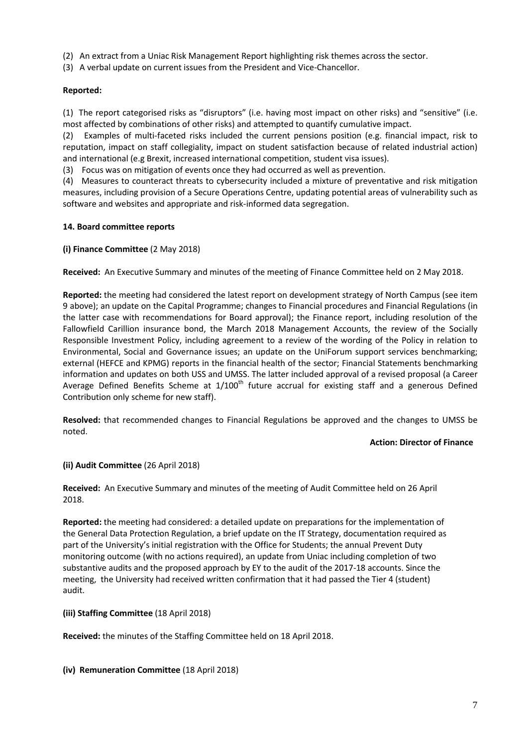(2) An extract from a Uniac Risk Management Report highlighting risk themes across the sector.

(3) A verbal update on current issues from the President and Vice-Chancellor.

**Reported:**

(1) The report categorised risks as "disruptors" (i.e. having most impact on other risks) and "sensitive" (i.e. most affected by combinations of other risks) and attempted to quantify cumulative impact.

(2) Examples of multi-faceted risks included the current pensions position (e.g. financial impact, risk to reputation, impact on staff collegiality, impact on student satisfaction because of related industrial action) and international (e.g Brexit, increased international competition, student visa issues).

(3) Focus was on mitigation of events once they had occurred as well as prevention.

(4) Measures to counteract threats to cybersecurity included a mixture of preventative and risk mitigation measures, including provision of a Secure Operations Centre, updating potential areas of vulnerability such as software and websites and appropriate and risk-informed data segregation.

**14. Board committee reports**

**(i) Finance Committee** (2 May 2018)

**Received:** An Executive Summary and minutes of the meeting of Finance Committee held on 2 May 2018.

**Reported:** the meeting had considered the latest report on development strategy of North Campus (see item 9 above); an update on the Capital Programme; changes to Financial procedures and Financial Regulations (in the latter case with recommendations for Board approval); the Finance report, including resolution of the Fallowfield Carillion insurance bond, the March 2018 Management Accounts, the review of the Socially Responsible Investment Policy, including agreement to a review of the wording of the Policy in relation to Environmental, Social and Governance issues; an update on the UniForum support services benchmarking; external (HEFCE and KPMG) reports in the financial health of the sector; Financial Statements benchmarking information and updates on both USS and UMSS. The latter included approval of a revised proposal (a Career Average Defined Benefits Scheme at 1/100th future accrual for existing staff and a generous Defined Contribution only scheme for new staff).

**Resolved:** that recommended changes to Financial Regulations be approved and the changes to UMSS be noted.

**Action: Director of Finance**

**(ii) Audit Committee** (26 April 2018)

**Received:** An Executive Summary and minutes of the meeting of Audit Committee held on 26 April 2018.

**Reported:** the meeting had considered: a detailed update on preparations for the implementation of the General Data Protection Regulation, a brief update on the IT Strategy, documentation required as part of the University's initial registration with the Office for Students; the annual Prevent Duty monitoring outcome (with no actions required), an update from Uniac including completion of two substantive audits and the proposed approach by EY to the audit of the 2017-18 accounts. Since the meeting, the University had received written confirmation that it had passed the Tier 4 (student) audit.

**(iii) Staffing Committee** (18 April 2018)

**Received:** the minutes of the Staffing Committee held on 18 April 2018.

**(iv) Remuneration Committee** (18 April 2018)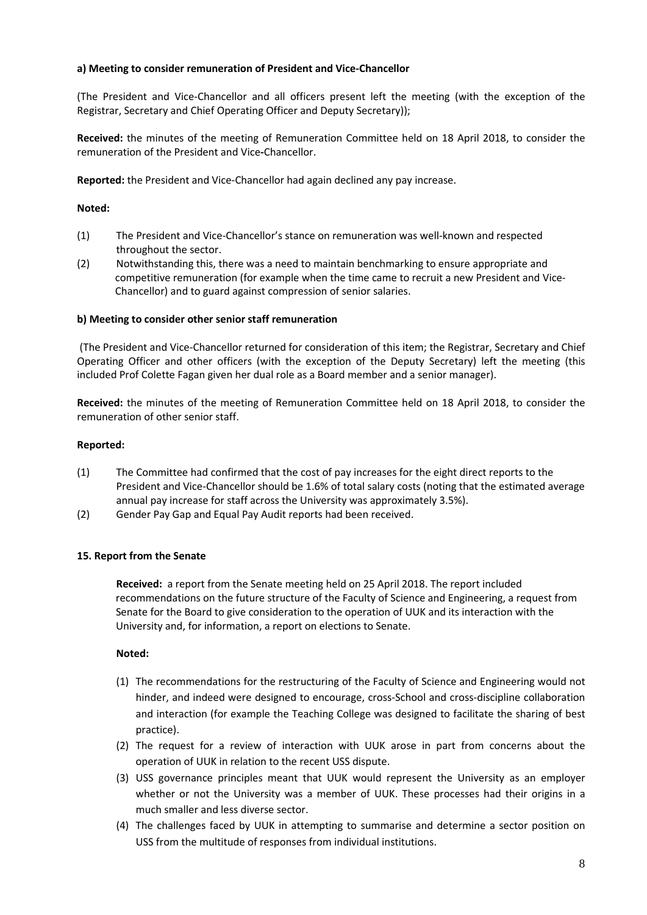**a) Meeting to consider remuneration of President and Vice-Chancellor**

(The President and Vice-Chancellor and all officers present left the meeting (with the exception of the Registrar, Secretary and Chief Operating Officer and Deputy Secretary));

**Received:** the minutes of the meeting of Remuneration Committee held on 18 April 2018, to consider the remuneration of the President and Vice-Chancellor.

**Reported:** the President and Vice-Chancellor had again declined any pay increase.

**Noted:**

(1) The President and Vice-Chancellor's stance on remuneration was well-known and respected throughout the sector.

(2) Notwithstanding this, there was a need to maintain benchmarking to ensure appropriate and competitive remuneration (for example when the time came to recruit a new President and Vice-Chancellor) and to guard against compression of senior salaries.

**b) Meeting to consider other senior staff remuneration**

(The President and Vice-Chancellor returned for consideration of this item; the Registrar, Secretary and Chief Operating Officer and other officers (with the exception of the Deputy Secretary) left the meeting (this included Prof Colette Fagan given her dual role as a Board member and a senior manager).

**Received:** the minutes of the meeting of Remuneration Committee held on 18 April 2018, to consider the remuneration of other senior staff.

**Reported:**

(1) The Committee had confirmed that the cost of pay increases for the eight direct reports to the President and Vice-Chancellor should be 1.6% of total salary costs (noting that the estimated average annual pay increase for staff across the University was approximately 3.5%).

(2) Gender Pay Gap and Equal Pay Audit reports had been received.

**15. Report from the Senate**

**Received:** a report from the Senate meeting held on 25 April 2018. The report included recommendations on the future structure of the Faculty of Science and Engineering, a request from Senate for the Board to give consideration to the operation of UUK and its interaction with the University and, for information, a report on elections to Senate.

**Noted:**

(1) The recommendations for the restructuring of the Faculty of Science and Engineering would not hinder, and indeed were designed to encourage, cross-School and cross-discipline collaboration and interaction (for example the Teaching College was designed to facilitate the sharing of best practice).

(2) The request for a review of interaction with UUK arose in part from concerns about the operation of UUK in relation to the recent USS dispute.

(3) USS governance principles meant that UUK would represent the University as an employer whether or not the University was a member of UUK. These processes had their origins in a much smaller and less diverse sector.

(4) The challenges faced by UUK in attempting to summarise and determine a sector position on USS from the multitude of responses from individual institutions.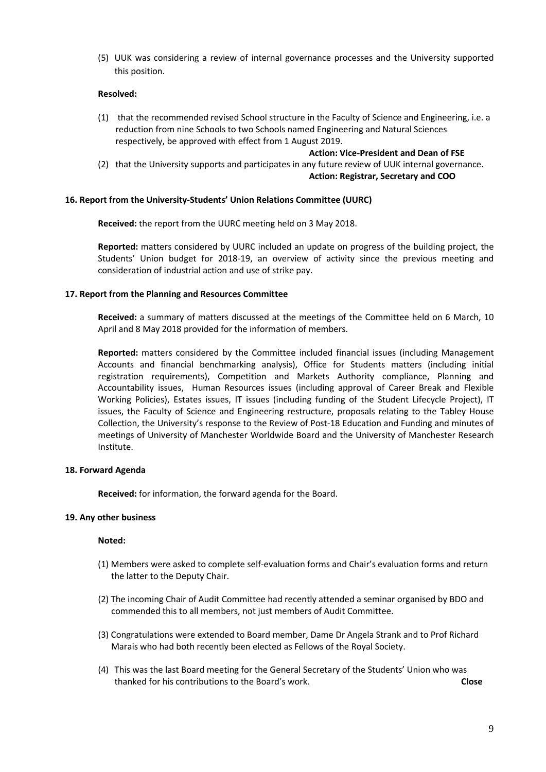(5) UUK was considering a review of internal governance processes and the University supported this position.

**Resolved:**

(1) that the recommended revised School structure in the Faculty of Science and Engineering, i.e. a reduction from nine Schools to two Schools named Engineering and Natural Sciences respectively, be approved with effect from 1 August 2019.

**Action: Vice-President and Dean of FSE**

(2) that the University supports and participates in any future review of UUK internal governance.

**Action: Registrar, Secretary and COO**

**16. Report from the University-Students' Union Relations Committee (UURC)**

**Received:** the report from the UURC meeting held on 3 May 2018.

**Reported:** matters considered by UURC included an update on progress of the building project, the Students' Union budget for 2018-19, an overview of activity since the previous meeting and consideration of industrial action and use of strike pay.

**17. Report from the Planning and Resources Committee**

**Received:** a summary of matters discussed at the meetings of the Committee held on 6 March, 10 April and 8 May 2018 provided for the information of members.

**Reported:** matters considered by the Committee included financial issues (including Management Accounts and financial benchmarking analysis), Office for Students matters (including initial registration requirements), Competition and Markets Authority compliance, Planning and Accountability issues, Human Resources issues (including approval of Career Break and Flexible Working Policies), Estates issues, IT issues (including funding of the Student Lifecycle Project), IT issues, the Faculty of Science and Engineering restructure, proposals relating to the Tabley House Collection, the University's response to the Review of Post-18 Education and Funding and minutes of meetings of University of Manchester Worldwide Board and the University of Manchester Research Institute.

**18. Forward Agenda**

**Received:** for information, the forward agenda for the Board.

**19. Any other business**

**Noted:**

(1) Members were asked to complete self-evaluation forms and Chair's evaluation forms and return the latter to the Deputy Chair.

(2) The incoming Chair of Audit Committee had recently attended a seminar organised by BDO and commended this to all members, not just members of Audit Committee.

(3) Congratulations were extended to Board member, Dame Dr Angela Strank and to Prof Richard Marais who had both recently been elected as Fellows of the Royal Society.

(4) This was the last Board meeting for the General Secretary of the Students' Union who was thanked for his contributions to the Board's work.

**Close**